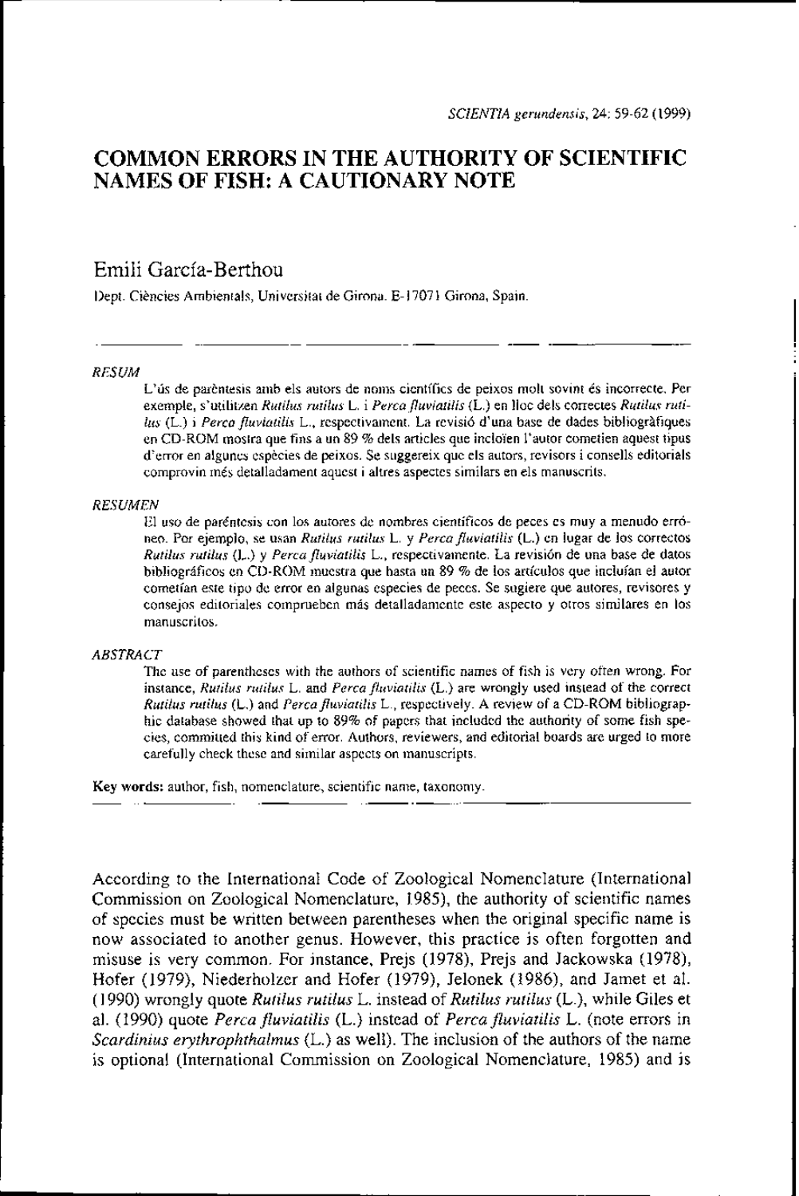# COMMON ERRORS IN THE AUTHORITY OF SCIENTIFIC NAMES OF FISH: A CAUTIONARY NOTE

## Emili García-Berthou

Dept. Ciències Ambientals, Universitat de Girona. E-17071 Girona, Spain.

---

*RESUM*

L'ús de parèntesis amb els autors de noms científics de peixos molt sovint és incorrecte. Per exemple, s'utilitzen *Rutilus rutilus* L. i *Perca fluviatilis* (L.) en lloc dels correctes *Rutilus rutilus* (L.) i *Perca fluviatilis* L., respectivament. La revisió d'una base de dades bibliogràfiques en CD-ROM mostra que fins a un 89 % dels articles que incloïen l'autor cometien aquest tipus d'error en algunes espècies de peixos. Se suggereix que els autors, revisors i consells editorials comprovin més detalladament aquest i altres aspectes similars en els manuscrits.

*RESUMEN*

El uso de paréntesis con los autores de nombres científicos de peces es muy a menudo erróneo. Por ejemplo, se usan *Rutilus rutilus* L. y *Perca fluviatilis* (L.) en lugar de los correctos *Rutilus rutilus* (L.) y *Perca fluviatilis* L., respectivamente. La revisión de una base de datos bibliográficos en CD-ROM muestra que hasta un 89 % de los artículos que incluían el autor cometían este tipo de error en algunas especies de peces. Se sugiere que autores, revisores y consejos editoriales comprueben más detalladamente este aspecto y otros similares en los manuscritos.

*ABSTRACT*

The use of parentheses with the authors of scientific names of fish is very often wrong. For instance, *Rutilus rutilus* L. and *Perca fluviatilis* (L.) are wrongly used instead of the correct *Rutilus rutilus* (L.) and *Perca fluviatilis* L., respectively. A review of a CD-ROM bibliographic database showed that up to 89% of papers that included the authority of some fish species, committed this kind of error. Authors, reviewers, and editorial boards are urged to more carefully check these and similar aspects on manuscripts.

**Key words:** author, fish, nomenclature, scientific name, taxonomy.

---

According to the International Code of Zoological Nomenclature (International Commission on Zoological Nomenclature, 1985), the authority of scientific names of species must be written between parentheses when the original specific name is now associated to another genus. However, this practice is often forgotten and misuse is very common. For instance, Prejs (1978), Prejs and Jackowska (1978), Hofer (1979), Niederholzer and Hofer (1979), Jelonek (1986), and Jamet et al. (1990) wrongly quote *Rutilus rutilus* L. instead of *Rutilus rutilus* (L.), while Giles et al. (1990) quote *Perca fluviatilis* (L.) instead of *Perca fluviatilis* L. (note errors in *Scardinius erythrophthalmus* (L.) as well). The inclusion of the authors of the name is optional (International Commission on Zoological Nomenclature, 1985) and is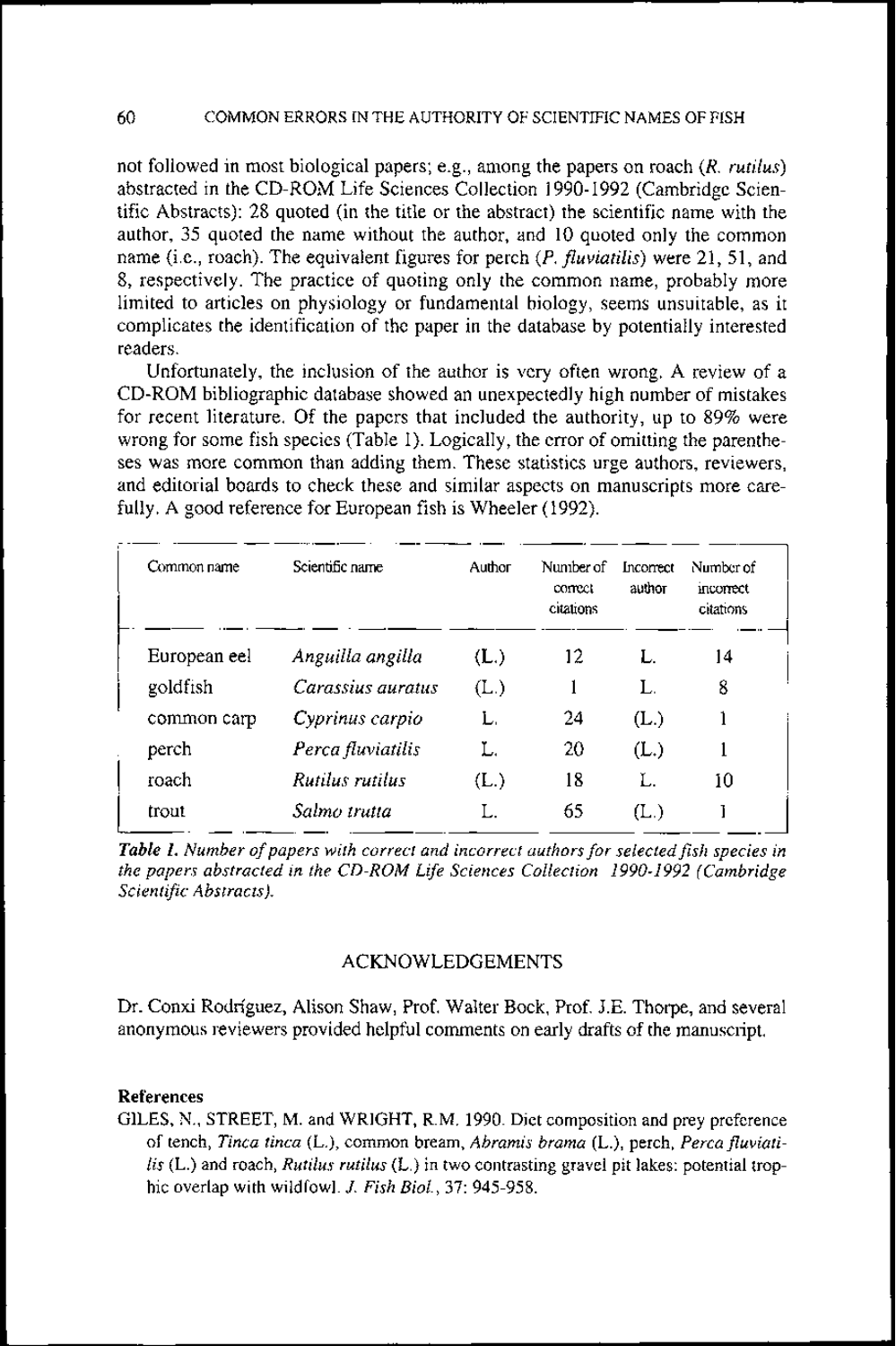not followed in most biological papers; e.g., among the papers on roach (*R. rutilus*) abstracted in the CD-ROM Life Sciences Collection 1990-1992 (Cambridge Scientific Abstracts): 28 quoted (in the title or the abstract) the scientific name with the author, 35 quoted the name without the author, and 10 quoted only the common name (i.e., roach). The equivalent figures for perch (*P. fluviatilis*) were 21, 51, and 8, respectively. The practice of quoting only the common name, probably more limited to articles on physiology or fundamental biology, seems unsuitable, as it complicates the identification of the paper in the database by potentially interested readers.

Unfortunately, the inclusion of the author is very often wrong. A review of a CD-ROM bibliographic database showed an unexpectedly high number of mistakes for recent literature. Of the papers that included the authority, up to 89% were wrong for some fish species (Table 1). Logically, the error of omitting the parentheses was more common than adding them. These statistics urge authors, reviewers, and editorial boards to check these and similar aspects on manuscripts more carefully. A good reference for European fish is Wheeler (1992).

| Common name | Scientific name | Author | Number of correct citations | Incorrect author | Number of incorrect citations |
|---|---|---|---|---|---|
| European eel | *Anguilla angilla* | (L.) | 12 | L. | 14 |
| goldfish | *Carassius auratus* | (L.) | 1 | L. | 8 |
| common carp | *Cyprinus carpio* | L. | 24 | (L.) | 1 |
| perch | *Perca fluviatilis* | L. | 20 | (L.) | 1 |
| roach | *Rutilus rutilus* | (L.) | 18 | L. | 10 |
| trout | *Salmo trutta* | L. | 65 | (L.) | 1 |

***Table 1.*** *Number of papers with correct and incorrect authors for selected fish species in the papers abstracted in the CD-ROM Life Sciences Collection 1990-1992 (Cambridge Scientific Abstracts).*

## ACKNOWLEDGEMENTS

Dr. Conxi Rodríguez, Alison Shaw, Prof. Walter Bock, Prof. J.E. Thorpe, and several anonymous reviewers provided helpful comments on early drafts of the manuscript.

### References

GILES, N., STREET, M. and WRIGHT, R.M. 1990. Diet composition and prey preference of tench, *Tinca tinca* (L.), common bream, *Abramis brama* (L.), perch, *Perca fluviatilis* (L.) and roach, *Rutilus rutilus* (L.) in two contrasting gravel pit lakes: potential trophic overlap with wildfowl. *J. Fish Biol.*, 37: 945-958.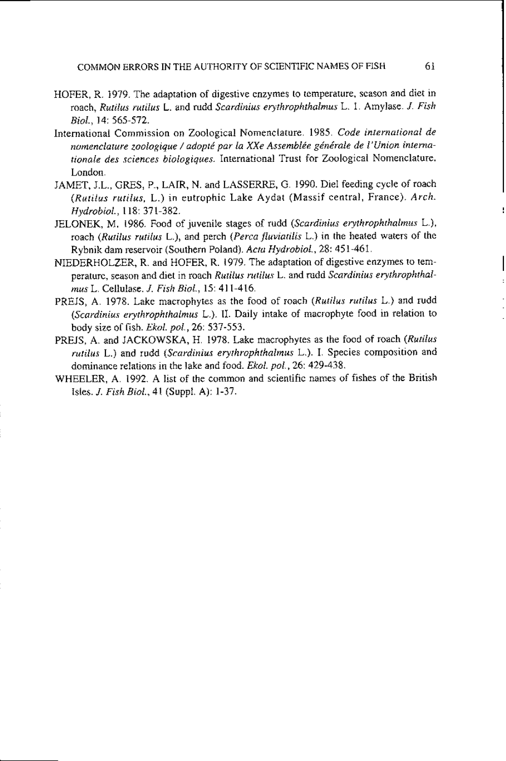HOFER, R. 1979. The adaptation of digestive enzymes to temperature, season and diet in roach, *Rutilus rutilus* L. and rudd *Scardinius erythrophthalmus* L. 1. Amylase. *J. Fish Biol.*, 14: 565-572.

International Commission on Zoological Nomenclature. 1985. *Code international de nomenclature zoologique / adopté par la XXe Assemblée générale de l'Union internationale des sciences biologiques.* International Trust for Zoological Nomenclature. London.

JAMET, J.L., GRES, P., LAIR, N. and LASSERRE, G. 1990. Diel feeding cycle of roach (*Rutilus rutilus*, L.) in eutrophic Lake Aydat (Massif central, France). *Arch. Hydrobiol.*, 118: 371-382.

JELONEK, M. 1986. Food of juvenile stages of rudd (*Scardinius erythrophthalmus* L.), roach (*Rutilus rutilus* L.), and perch (*Perca fluviatilis* L.) in the heated waters of the Rybnik dam reservoir (Southern Poland). *Acta Hydrobiol.*, 28: 451-461.

NIEDERHOLZER, R. and HOFER, R. 1979. The adaptation of digestive enzymes to temperature, season and diet in roach *Rutilus rutilus* L. and rudd *Scardinius erythrophthalmus* L. Cellulase. *J. Fish Biol.*, 15: 411-416.

PREJS, A. 1978. Lake macrophytes as the food of roach (*Rutilus rutilus* L.) and rudd (*Scardinius erythrophthalmus* L.). II. Daily intake of macrophyte food in relation to body size of fish. *Ekol. pol.*, 26: 537-553.

PREJS, A. and JACKOWSKA, H. 1978. Lake macrophytes as the food of roach (*Rutilus rutilus* L.) and rudd (*Scardinius erythrophthalmus* L.). I. Species composition and dominance relations in the lake and food. *Ekol. pol.*, 26: 429-438.

WHEELER, A. 1992. A list of the common and scientific names of fishes of the British Isles. *J. Fish Biol.*, 41 (Suppl. A): 1-37.